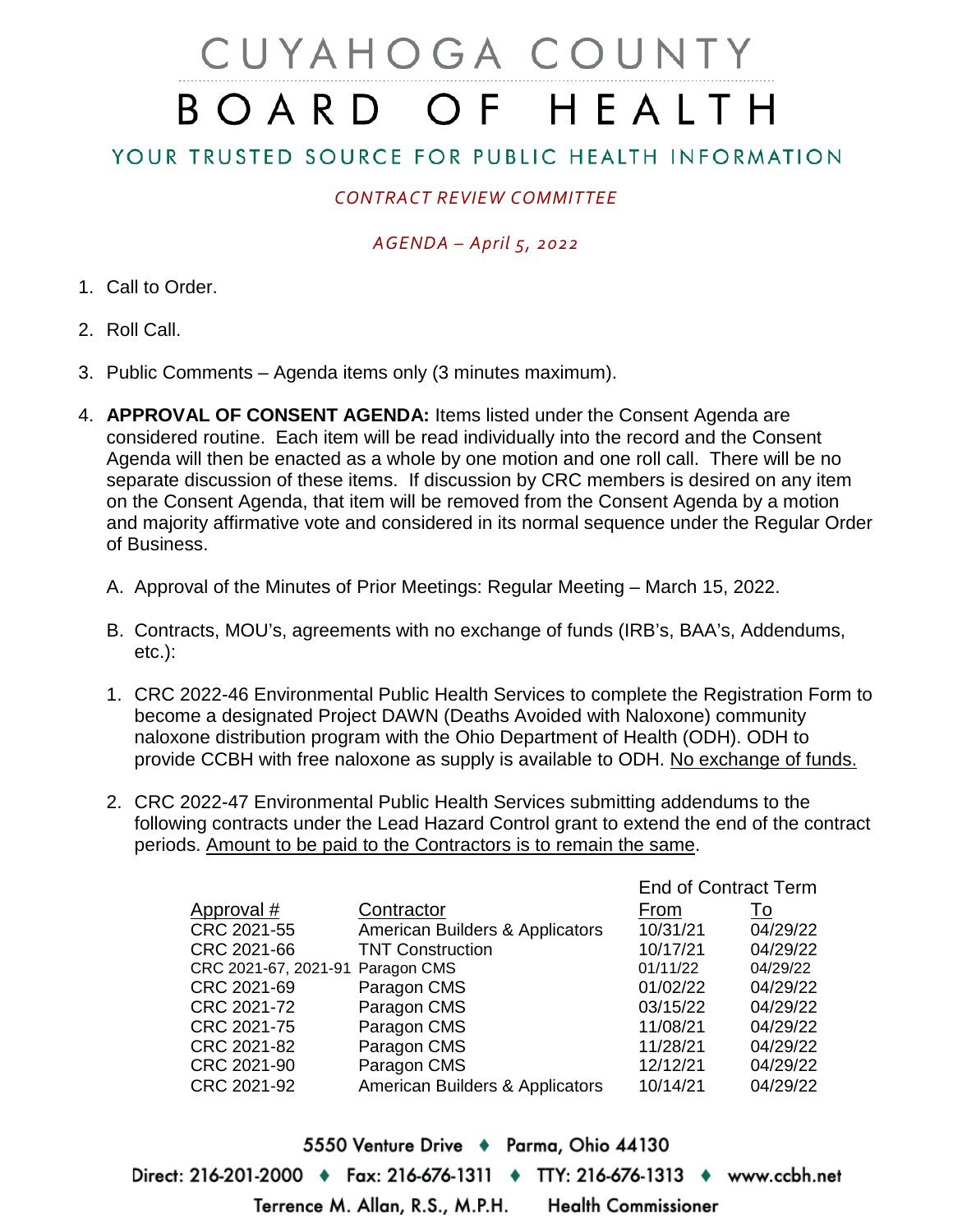# CUYAHOGA COUNTY
# BOARD OF HEALTH

## YOUR TRUSTED SOURCE FOR PUBLIC HEALTH INFORMATION

*CONTRACT REVIEW COMMITTEE*

*AGENDA – April 5, 2022*

1. Call to Order.

2. Roll Call.

3. Public Comments – Agenda items only (3 minutes maximum).

4. **APPROVAL OF CONSENT AGENDA:** Items listed under the Consent Agenda are considered routine. Each item will be read individually into the record and the Consent Agenda will then be enacted as a whole by one motion and one roll call. There will be no separate discussion of these items. If discussion by CRC members is desired on any item on the Consent Agenda, that item will be removed from the Consent Agenda by a motion and majority affirmative vote and considered in its normal sequence under the Regular Order of Business.

   A. Approval of the Minutes of Prior Meetings: Regular Meeting – March 15, 2022.

   B. Contracts, MOU's, agreements with no exchange of funds (IRB's, BAA's, Addendums, etc.):

   1. CRC 2022-46 Environmental Public Health Services to complete the Registration Form to become a designated Project DAWN (Deaths Avoided with Naloxone) community naloxone distribution program with the Ohio Department of Health (ODH). ODH to provide CCBH with free naloxone as supply is available to ODH. No exchange of funds.

   2. CRC 2022-47 Environmental Public Health Services submitting addendums to the following contracts under the Lead Hazard Control grant to extend the end of the contract periods. Amount to be paid to the Contractors is to remain the same.

| | | End of Contract Term | |
|---|---|---|---|
| Approval # | Contractor | From | To |
| CRC 2021-55 | American Builders & Applicators | 10/31/21 | 04/29/22 |
| CRC 2021-66 | TNT Construction | 10/17/21 | 04/29/22 |
| CRC 2021-67, 2021-91 | Paragon CMS | 01/11/22 | 04/29/22 |
| CRC 2021-69 | Paragon CMS | 01/02/22 | 04/29/22 |
| CRC 2021-72 | Paragon CMS | 03/15/22 | 04/29/22 |
| CRC 2021-75 | Paragon CMS | 11/08/21 | 04/29/22 |
| CRC 2021-82 | Paragon CMS | 11/28/21 | 04/29/22 |
| CRC 2021-90 | Paragon CMS | 12/12/21 | 04/29/22 |
| CRC 2021-92 | American Builders & Applicators | 10/14/21 | 04/29/22 |

5550 Venture Drive ♦ Parma, Ohio 44130

Direct: 216-201-2000 ♦ Fax: 216-676-1311 ♦ TTY: 216-676-1313 ♦ www.ccbh.net

Terrence M. Allan, R.S., M.P.H. Health Commissioner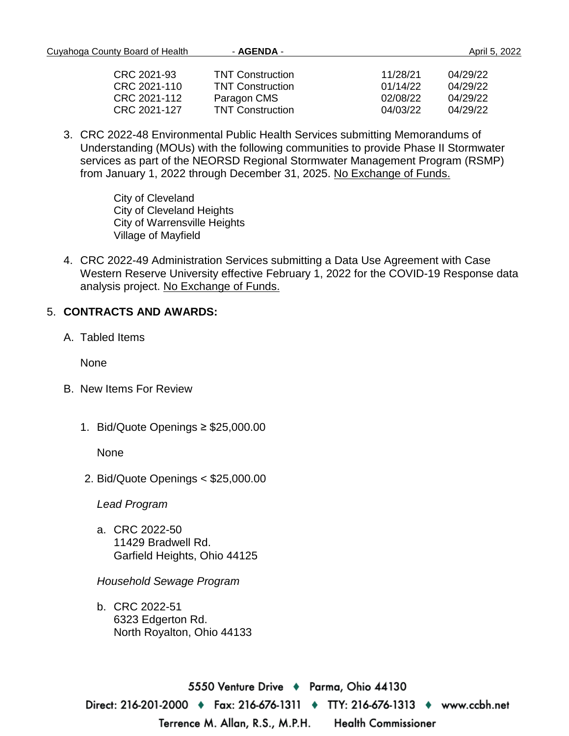| | | | |
|---|---|---|---|
| CRC 2021-93 | TNT Construction | 11/28/21 | 04/29/22 |
| CRC 2021-110 | TNT Construction | 01/14/22 | 04/29/22 |
| CRC 2021-112 | Paragon CMS | 02/08/22 | 04/29/22 |
| CRC 2021-127 | TNT Construction | 04/03/22 | 04/29/22 |

3. CRC 2022-48 Environmental Public Health Services submitting Memorandums of Understanding (MOUs) with the following communities to provide Phase II Stormwater services as part of the NEORSD Regional Stormwater Management Program (RSMP) from January 1, 2022 through December 31, 2025. <u>No Exchange of Funds.</u>

   City of Cleveland
   City of Cleveland Heights
   City of Warrensville Heights
   Village of Mayfield

4. CRC 2022-49 Administration Services submitting a Data Use Agreement with Case Western Reserve University effective February 1, 2022 for the COVID-19 Response data analysis project. <u>No Exchange of Funds.</u>

5. **CONTRACTS AND AWARDS:**

   A. Tabled Items

      None

   B. New Items For Review

      1. Bid/Quote Openings ≥ $25,000.00

         None

      2. Bid/Quote Openings < $25,000.00

         *Lead Program*

         a. CRC 2022-50
            11429 Bradwell Rd.
            Garfield Heights, Ohio 44125

         *Household Sewage Program*

         b. CRC 2022-51
            6323 Edgerton Rd.
            North Royalton, Ohio 44133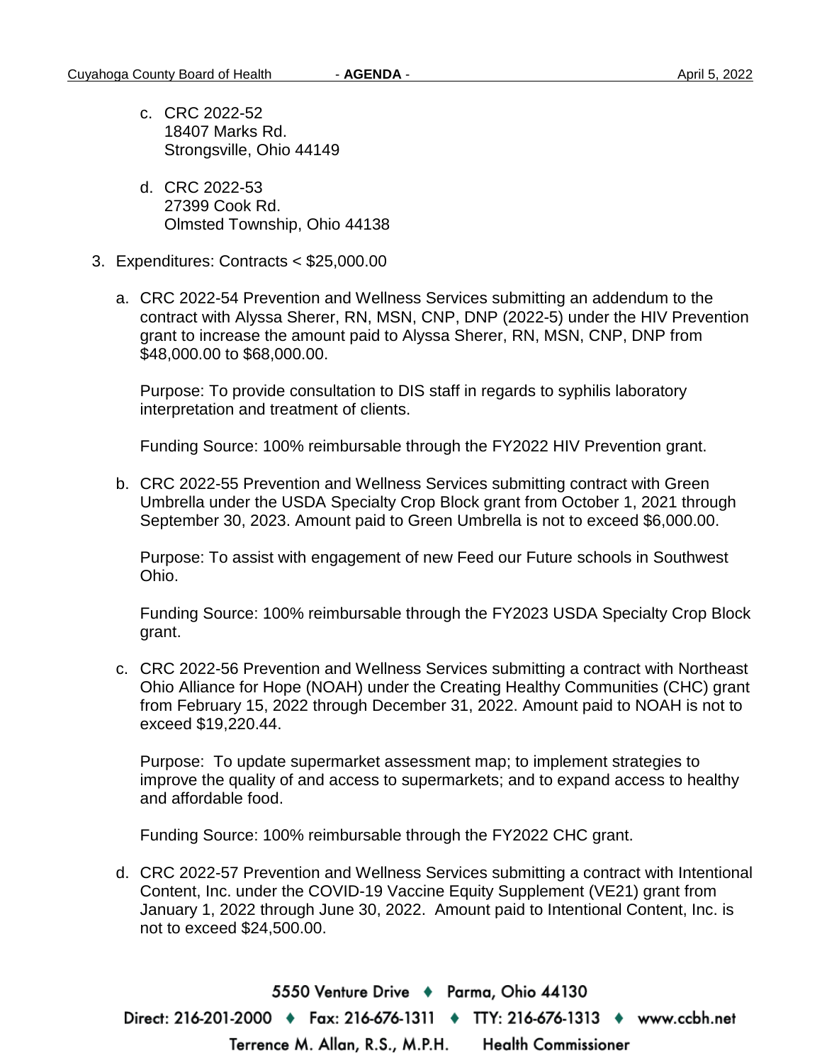c. CRC 2022-52
   18407 Marks Rd.
   Strongsville, Ohio 44149

d. CRC 2022-53
   27399 Cook Rd.
   Olmsted Township, Ohio 44138

3. Expenditures: Contracts < $25,000.00

   a. CRC 2022-54 Prevention and Wellness Services submitting an addendum to the contract with Alyssa Sherer, RN, MSN, CNP, DNP (2022-5) under the HIV Prevention grant to increase the amount paid to Alyssa Sherer, RN, MSN, CNP, DNP from $48,000.00 to $68,000.00.

      Purpose: To provide consultation to DIS staff in regards to syphilis laboratory interpretation and treatment of clients.

      Funding Source: 100% reimbursable through the FY2022 HIV Prevention grant.

   b. CRC 2022-55 Prevention and Wellness Services submitting contract with Green Umbrella under the USDA Specialty Crop Block grant from October 1, 2021 through September 30, 2023. Amount paid to Green Umbrella is not to exceed $6,000.00.

      Purpose: To assist with engagement of new Feed our Future schools in Southwest Ohio.

      Funding Source: 100% reimbursable through the FY2023 USDA Specialty Crop Block grant.

   c. CRC 2022-56 Prevention and Wellness Services submitting a contract with Northeast Ohio Alliance for Hope (NOAH) under the Creating Healthy Communities (CHC) grant from February 15, 2022 through December 31, 2022. Amount paid to NOAH is not to exceed $19,220.44.

      Purpose: To update supermarket assessment map; to implement strategies to improve the quality of and access to supermarkets; and to expand access to healthy and affordable food.

      Funding Source: 100% reimbursable through the FY2022 CHC grant.

   d. CRC 2022-57 Prevention and Wellness Services submitting a contract with Intentional Content, Inc. under the COVID-19 Vaccine Equity Supplement (VE21) grant from January 1, 2022 through June 30, 2022. Amount paid to Intentional Content, Inc. is not to exceed $24,500.00.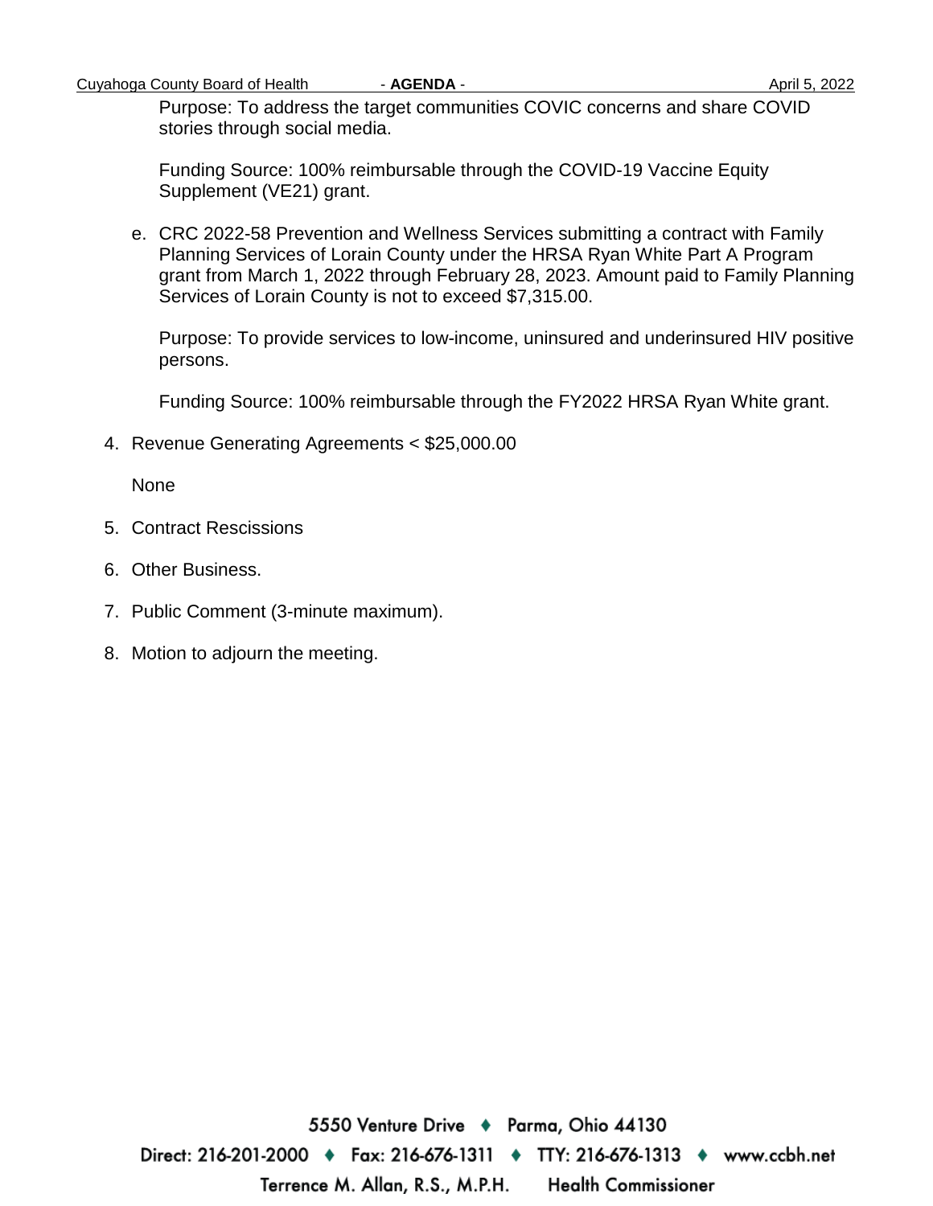Purpose: To address the target communities COVIC concerns and share COVID stories through social media.

Funding Source: 100% reimbursable through the COVID-19 Vaccine Equity Supplement (VE21) grant.

e. CRC 2022-58 Prevention and Wellness Services submitting a contract with Family Planning Services of Lorain County under the HRSA Ryan White Part A Program grant from March 1, 2022 through February 28, 2023. Amount paid to Family Planning Services of Lorain County is not to exceed $7,315.00.

   Purpose: To provide services to low-income, uninsured and underinsured HIV positive persons.

   Funding Source: 100% reimbursable through the FY2022 HRSA Ryan White grant.

4. Revenue Generating Agreements < $25,000.00

   None

5. Contract Rescissions

6. Other Business.

7. Public Comment (3-minute maximum).

8. Motion to adjourn the meeting.